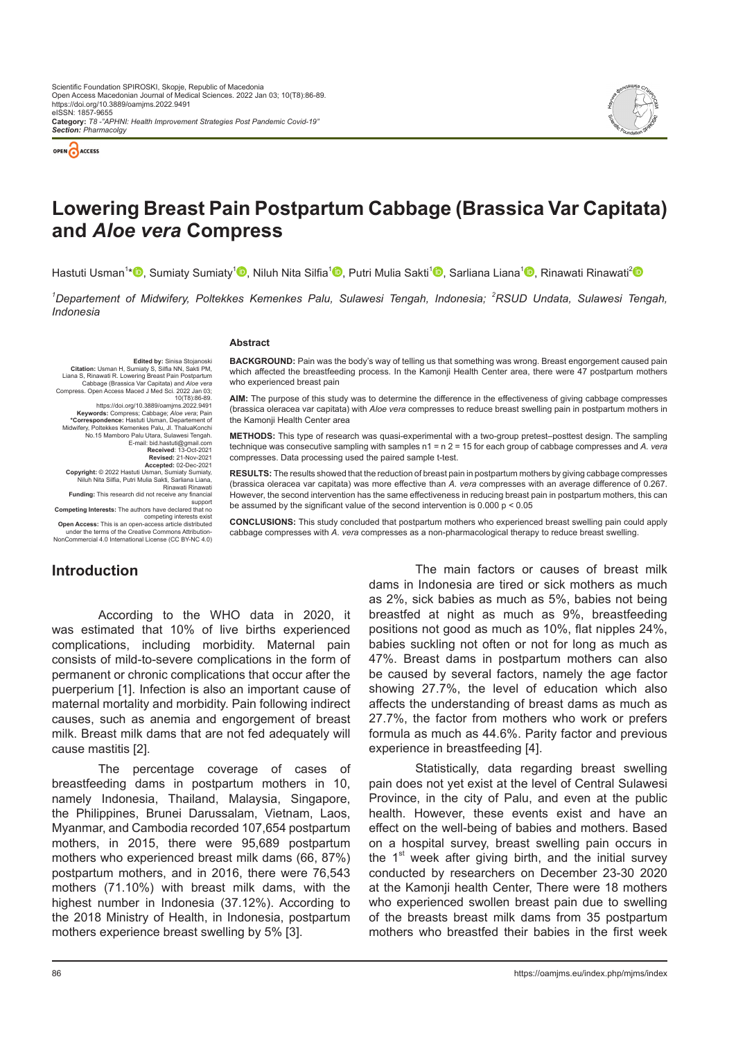# Lowering Breast Pain Postpartum Cabbage (Brassica Var Capitata) and *Aloe vera* Compress

Hastuti Usman[1*], Sumiaty Sumiaty[1], Niluh Nita Silfia[1], Putri Mulia Sakti[1], Sarliana Liana[1], Rinawati Rinawati[2]

[1]Departement of Midwifery, Poltekkes Kemenkes Palu, Sulawesi Tengah, Indonesia; [2]RSUD Undata, Sulawesi Tengah, Indonesia

**Edited by:** Sinisa Stojanoski
**Citation:** Usman H, Sumiaty S, Silfia NN, Sakti PM, Liana S, Rinawati R. Lowering Breast Pain Postpartum Cabbage (Brassica Var Capitata) and *Aloe vera* Compress. Open Access Maced J Med Sci. 2022 Jan 03; 10(T8):86-89. https://doi.org/10.3889/oamjms.2022.9491
**Keywords:** Compress; Cabbage; *Aloe vera*; Pain
**\*Correspondence:** Hastuti Usman, Departement of Midwifery, Poltekkes Kemenkes Palu, Jl. ThaluaKonchi No.15 Mamboro Palu Utara, Sulawesi Tengah. E-mail: bid.hastuti@gmail.com
**Received:** 13-Oct-2021
**Revised:** 21-Nov-2021
**Accepted:** 02-Dec-2021
**Copyright:** © 2022 Hastuti Usman, Sumiaty Sumiaty, Niluh Nita Silfia, Putri Mulia Sakti, Sarliana Liana, Rinawati Rinawati
**Funding:** This research did not receive any financial support
**Competing Interests:** The authors have declared that no competing interests exist
**Open Access:** This is an open-access article distributed under the terms of the Creative Commons Attribution-NonCommercial 4.0 International License (CC BY-NC 4.0)

## Abstract

**BACKGROUND:** Pain was the body's way of telling us that something was wrong. Breast engorgement caused pain which affected the breastfeeding process. In the Kamonji Health Center area, there were 47 postpartum mothers who experienced breast pain

**AIM:** The purpose of this study was to determine the difference in the effectiveness of giving cabbage compresses (brassica oleracea var capitata) with *Aloe vera* compresses to reduce breast swelling pain in postpartum mothers in the Kamonji Health Center area

**METHODS:** This type of research was quasi-experimental with a two-group pretest–posttest design. The sampling technique was consecutive sampling with samples n1 = n 2 = 15 for each group of cabbage compresses and *A. vera* compresses. Data processing used the paired sample t-test.

**RESULTS:** The results showed that the reduction of breast pain in postpartum mothers by giving cabbage compresses (brassica oleracea var capitata) was more effective than *A. vera* compresses with an average difference of 0.267. However, the second intervention has the same effectiveness in reducing breast pain in postpartum mothers, this can be assumed by the significant value of the second intervention is 0.000 $p < 0.05$

**CONCLUSIONS:** This study concluded that postpartum mothers who experienced breast swelling pain could apply cabbage compresses with *A. vera* compresses as a non-pharmacological therapy to reduce breast swelling.

## Introduction

According to the WHO data in 2020, it was estimated that 10% of live births experienced complications, including morbidity. Maternal pain consists of mild-to-severe complications in the form of permanent or chronic complications that occur after the puerperium [1]. Infection is also an important cause of maternal mortality and morbidity. Pain following indirect causes, such as anemia and engorgement of breast milk. Breast milk dams that are not fed adequately will cause mastitis [2].

The percentage coverage of cases of breastfeeding dams in postpartum mothers in 10, namely Indonesia, Thailand, Malaysia, Singapore, the Philippines, Brunei Darussalam, Vietnam, Laos, Myanmar, and Cambodia recorded 107,654 postpartum mothers, in 2015, there were 95,689 postpartum mothers who experienced breast milk dams (66, 87%) postpartum mothers, and in 2016, there were 76,543 mothers (71.10%) with breast milk dams, with the highest number in Indonesia (37.12%). According to the 2018 Ministry of Health, in Indonesia, postpartum mothers experience breast swelling by 5% [3].

The main factors or causes of breast milk dams in Indonesia are tired or sick mothers as much as 2%, sick babies as much as 5%, babies not being breastfed at night as much as 9%, breastfeeding positions not good as much as 10%, flat nipples 24%, babies suckling not often or not for long as much as 47%. Breast dams in postpartum mothers can also be caused by several factors, namely the age factor showing 27.7%, the level of education which also affects the understanding of breast dams as much as 27.7%, the factor from mothers who work or prefers formula as much as 44.6%. Parity factor and previous experience in breastfeeding [4].

Statistically, data regarding breast swelling pain does not yet exist at the level of Central Sulawesi Province, in the city of Palu, and even at the public health. However, these events exist and have an effect on the well-being of babies and mothers. Based on a hospital survey, breast swelling pain occurs in the 1st week after giving birth, and the initial survey conducted by researchers on December 23-30 2020 at the Kamonji health Center, There were 18 mothers who experienced swollen breast pain due to swelling of the breasts breast milk dams from 35 postpartum mothers who breastfed their babies in the first week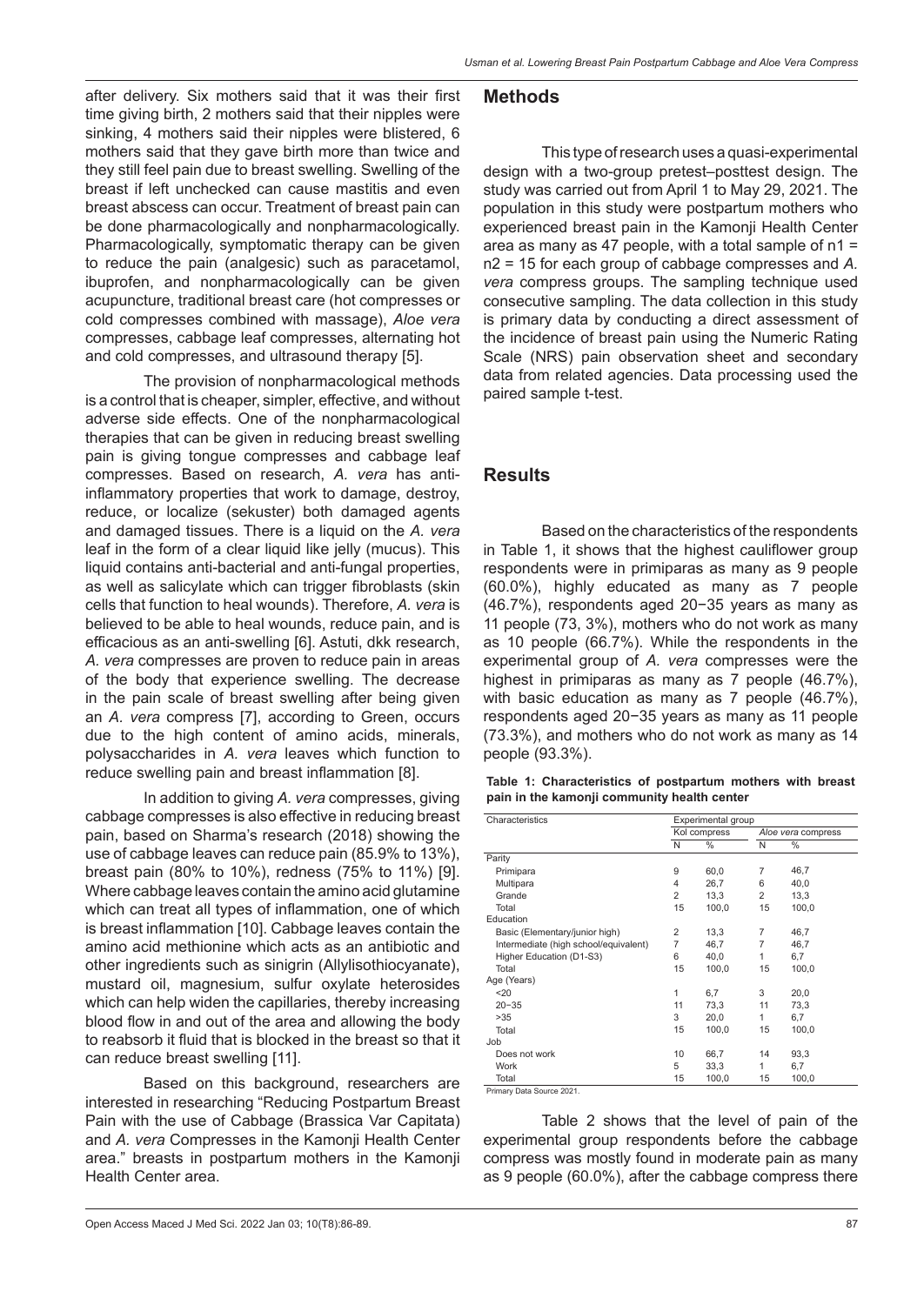after delivery. Six mothers said that it was their first time giving birth, 2 mothers said that their nipples were sinking, 4 mothers said their nipples were blistered, 6 mothers said that they gave birth more than twice and they still feel pain due to breast swelling. Swelling of the breast if left unchecked can cause mastitis and even breast abscess can occur. Treatment of breast pain can be done pharmacologically and nonpharmacologically. Pharmacologically, symptomatic therapy can be given to reduce the pain (analgesic) such as paracetamol, ibuprofen, and nonpharmacologically can be given acupuncture, traditional breast care (hot compresses or cold compresses combined with massage), *Aloe vera* compresses, cabbage leaf compresses, alternating hot and cold compresses, and ultrasound therapy [5].

The provision of nonpharmacological methods is a control that is cheaper, simpler, effective, and without adverse side effects. One of the nonpharmacological therapies that can be given in reducing breast swelling pain is giving tongue compresses and cabbage leaf compresses. Based on research, *A. vera* has anti-inflammatory properties that work to damage, destroy, reduce, or localize (sekuster) both damaged agents and damaged tissues. There is a liquid on the *A. vera* leaf in the form of a clear liquid like jelly (mucus). This liquid contains anti-bacterial and anti-fungal properties, as well as salicylate which can trigger fibroblasts (skin cells that function to heal wounds). Therefore, *A. vera* is believed to be able to heal wounds, reduce pain, and is efficacious as an anti-swelling [6]. Astuti, dkk research, *A. vera* compresses are proven to reduce pain in areas of the body that experience swelling. The decrease in the pain scale of breast swelling after being given an *A. vera* compress [7], according to Green, occurs due to the high content of amino acids, minerals, polysaccharides in *A. vera* leaves which function to reduce swelling pain and breast inflammation [8].

In addition to giving *A. vera* compresses, giving cabbage compresses is also effective in reducing breast pain, based on Sharma's research (2018) showing the use of cabbage leaves can reduce pain (85.9% to 13%), breast pain (80% to 10%), redness (75% to 11%) [9]. Where cabbage leaves contain the amino acid glutamine which can treat all types of inflammation, one of which is breast inflammation [10]. Cabbage leaves contain the amino acid methionine which acts as an antibiotic and other ingredients such as sinigrin (Allylisothiocyanate), mustard oil, magnesium, sulfur oxylate heterosides which can help widen the capillaries, thereby increasing blood flow in and out of the area and allowing the body to reabsorb it fluid that is blocked in the breast so that it can reduce breast swelling [11].

Based on this background, researchers are interested in researching "Reducing Postpartum Breast Pain with the use of Cabbage (Brassica Var Capitata) and *A. vera* Compresses in the Kamonji Health Center area." breasts in postpartum mothers in the Kamonji Health Center area.

## Methods

This type of research uses a quasi-experimental design with a two-group pretest–posttest design. The study was carried out from April 1 to May 29, 2021. The population in this study were postpartum mothers who experienced breast pain in the Kamonji Health Center area as many as 47 people, with a total sample of n1 = n2 = 15 for each group of cabbage compresses and *A. vera* compress groups. The sampling technique used consecutive sampling. The data collection in this study is primary data by conducting a direct assessment of the incidence of breast pain using the Numeric Rating Scale (NRS) pain observation sheet and secondary data from related agencies. Data processing used the paired sample t-test.

## Results

Based on the characteristics of the respondents in Table 1, it shows that the highest cauliflower group respondents were in primiparas as many as 9 people (60.0%), highly educated as many as 7 people (46.7%), respondents aged 20−35 years as many as 11 people (73, 3%), mothers who do not work as many as 10 people (66.7%). While the respondents in the experimental group of *A. vera* compresses were the highest in primiparas as many as 7 people (46.7%), with basic education as many as 7 people (46.7%), respondents aged 20−35 years as many as 11 people (73.3%), and mothers who do not work as many as 14 people (93.3%).

**Table 1: Characteristics of postpartum mothers with breast pain in the kamonji community health center**

| Characteristics | Experimental group | | | |
|---|---|---|---|---|
| | Kol compress | | *Aloe vera* compress | |
| | N | % | N | % |
| Parity | | | | |
| Primipara | 9 | 60,0 | 7 | 46,7 |
| Multipara | 4 | 26,7 | 6 | 40,0 |
| Grande | 2 | 13,3 | 2 | 13,3 |
| Total | 15 | 100,0 | 15 | 100,0 |
| Education | | | | |
| Basic (Elementary/junior high) | 2 | 13,3 | 7 | 46,7 |
| Intermediate (high school/equivalent) | 7 | 46,7 | 7 | 46,7 |
| Higher Education (D1-S3) | 6 | 40,0 | 1 | 6,7 |
| Total | 15 | 100,0 | 15 | 100,0 |
| Age (Years) | | | | |
| <20 | 1 | 6,7 | 3 | 20,0 |
| 20−35 | 11 | 73,3 | 11 | 73,3 |
| >35 | 3 | 20,0 | 1 | 6,7 |
| Total | 15 | 100,0 | 15 | 100,0 |
| Job | | | | |
| Does not work | 10 | 66,7 | 14 | 93,3 |
| Work | 5 | 33,3 | 1 | 6,7 |
| Total | 15 | 100,0 | 15 | 100,0 |

Primary Data Source 2021.

Table 2 shows that the level of pain of the experimental group respondents before the cabbage compress was mostly found in moderate pain as many as 9 people (60.0%), after the cabbage compress there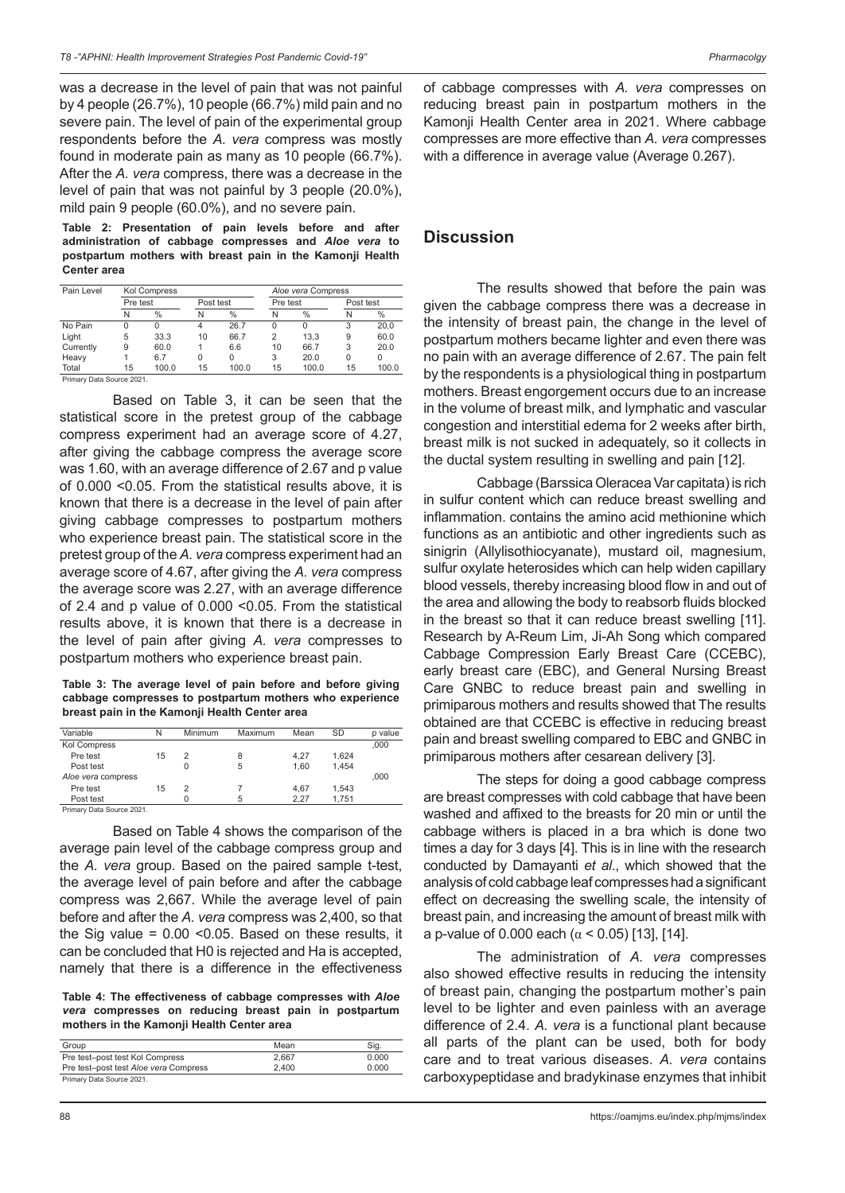was a decrease in the level of pain that was not painful by 4 people (26.7%), 10 people (66.7%) mild pain and no severe pain. The level of pain of the experimental group respondents before the *A. vera* compress was mostly found in moderate pain as many as 10 people (66.7%). After the *A. vera* compress, there was a decrease in the level of pain that was not painful by 3 people (20.0%), mild pain 9 people (60.0%), and no severe pain.

**Table 2: Presentation of pain levels before and after administration of cabbage compresses and *Aloe vera* to postpartum mothers with breast pain in the Kamonji Health Center area**

| Pain Level | Kol Compress | | | | *Aloe vera* Compress | | | |
|---|---|---|---|---|---|---|---|---|
| | Pre test | | Post test | | Pre test | | Post test | |
| | N | % | N | % | N | % | N | % |
| No Pain | 0 | 0 | 4 | 26.7 | 0 | 0 | 3 | 20,0 |
| Light | 5 | 33.3 | 10 | 66.7 | 2 | 13,3 | 9 | 60.0 |
| Currently | 9 | 60.0 | 1 | 6.6 | 10 | 66.7 | 3 | 20.0 |
| Heavy | 1 | 6.7 | 0 | 0 | 3 | 20.0 | 0 | 0 |
| Total | 15 | 100.0 | 15 | 100.0 | 15 | 100.0 | 15 | 100.0 |

Primary Data Source 2021.

Based on Table 3, it can be seen that the statistical score in the pretest group of the cabbage compress experiment had an average score of 4.27, after giving the cabbage compress the average score was 1.60, with an average difference of 2.67 and p value of 0.000 <0.05. From the statistical results above, it is known that there is a decrease in the level of pain after giving cabbage compresses to postpartum mothers who experience breast pain. The statistical score in the pretest group of the *A. vera* compress experiment had an average score of 4.67, after giving the *A. vera* compress the average score was 2.27, with an average difference of 2.4 and p value of 0.000 <0.05. From the statistical results above, it is known that there is a decrease in the level of pain after giving *A. vera* compresses to postpartum mothers who experience breast pain.

**Table 3: The average level of pain before and before giving cabbage compresses to postpartum mothers who experience breast pain in the Kamonji Health Center area**

| Variable | N | Minimum | Maximum | Mean | SD | p value |
|---|---|---|---|---|---|---|
| Kol Compress | | | | | | ,000 |
| Pre test | 15 | 2 | 8 | 4,27 | 1,624 | |
| Post test | | 0 | 5 | 1,60 | 1,454 | |
| *Aloe vera* compress | | | | | | ,000 |
| Pre test | 15 | 2 | 7 | 4,67 | 1,543 | |
| Post test | | 0 | 5 | 2,27 | 1,751 | |

Primary Data Source 2021.

Based on Table 4 shows the comparison of the average pain level of the cabbage compress group and the *A. vera* group. Based on the paired sample t-test, the average level of pain before and after the cabbage compress was 2,667. While the average level of pain before and after the *A. vera* compress was 2,400, so that the Sig value = 0.00 <0.05. Based on these results, it can be concluded that H0 is rejected and Ha is accepted, namely that there is a difference in the effectiveness of cabbage compresses with *A. vera* compresses on reducing breast pain in postpartum mothers in the Kamonji Health Center area in 2021. Where cabbage compresses are more effective than *A. vera* compresses with a difference in average value (Average 0.267).

**Table 4: The effectiveness of cabbage compresses with *Aloe vera* compresses on reducing breast pain in postpartum mothers in the Kamonji Health Center area**

| Group | Mean | Sig. |
|---|---|---|
| Pre test–post test Kol Compress | 2.667 | 0.000 |
| Pre test–post test *Aloe vera* Compress | 2.400 | 0.000 |

Primary Data Source 2021.

## Discussion

The results showed that before the pain was given the cabbage compress there was a decrease in the intensity of breast pain, the change in the level of postpartum mothers became lighter and even there was no pain with an average difference of 2.67. The pain felt by the respondents is a physiological thing in postpartum mothers. Breast engorgement occurs due to an increase in the volume of breast milk, and lymphatic and vascular congestion and interstitial edema for 2 weeks after birth, breast milk is not sucked in adequately, so it collects in the ductal system resulting in swelling and pain [12].

Cabbage (Barssica Oleracea Var capitata) is rich in sulfur content which can reduce breast swelling and inflammation. contains the amino acid methionine which functions as an antibiotic and other ingredients such as sinigrin (Allylisothiocyanate), mustard oil, magnesium, sulfur oxylate heterosides which can help widen capillary blood vessels, thereby increasing blood flow in and out of the area and allowing the body to reabsorb fluids blocked in the breast so that it can reduce breast swelling [11]. Research by A-Reum Lim, Ji-Ah Song which compared Cabbage Compression Early Breast Care (CCEBC), early breast care (EBC), and General Nursing Breast Care GNBC to reduce breast pain and swelling in primiparous mothers and results showed that The results obtained are that CCEBC is effective in reducing breast pain and breast swelling compared to EBC and GNBC in primiparous mothers after cesarean delivery [3].

The steps for doing a good cabbage compress are breast compresses with cold cabbage that have been washed and affixed to the breasts for 20 min or until the cabbage withers is placed in a bra which is done two times a day for 3 days [4]. This is in line with the research conducted by Damayanti *et al*., which showed that the analysis of cold cabbage leaf compresses had a significant effect on decreasing the swelling scale, the intensity of breast pain, and increasing the amount of breast milk with a p-value of 0.000 each ($\alpha < 0.05$) [13], [14].

The administration of *A. vera* compresses also showed effective results in reducing the intensity of breast pain, changing the postpartum mother's pain level to be lighter and even painless with an average difference of 2.4. *A. vera* is a functional plant because all parts of the plant can be used, both for body care and to treat various diseases. *A. vera* contains carboxypeptidase and bradykinase enzymes that inhibit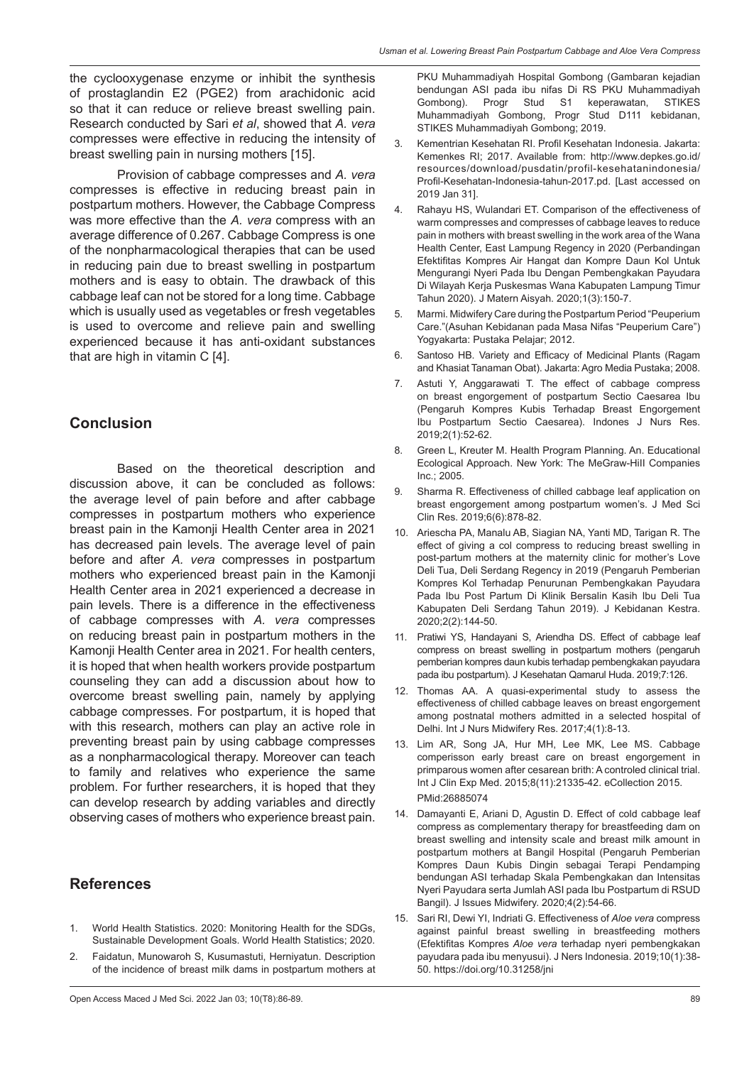the cyclooxygenase enzyme or inhibit the synthesis of prostaglandin E2 (PGE2) from arachidonic acid so that it can reduce or relieve breast swelling pain. Research conducted by Sari *et al*, showed that *A. vera* compresses were effective in reducing the intensity of breast swelling pain in nursing mothers [15].

Provision of cabbage compresses and *A. vera* compresses is effective in reducing breast pain in postpartum mothers. However, the Cabbage Compress was more effective than the *A. vera* compress with an average difference of 0.267. Cabbage Compress is one of the nonpharmacological therapies that can be used in reducing pain due to breast swelling in postpartum mothers and is easy to obtain. The drawback of this cabbage leaf can not be stored for a long time. Cabbage which is usually used as vegetables or fresh vegetables is used to overcome and relieve pain and swelling experienced because it has anti-oxidant substances that are high in vitamin C [4].

## Conclusion

Based on the theoretical description and discussion above, it can be concluded as follows: the average level of pain before and after cabbage compresses in postpartum mothers who experience breast pain in the Kamonji Health Center area in 2021 has decreased pain levels. The average level of pain before and after *A. vera* compresses in postpartum mothers who experienced breast pain in the Kamonji Health Center area in 2021 experienced a decrease in pain levels. There is a difference in the effectiveness of cabbage compresses with *A. vera* compresses on reducing breast pain in postpartum mothers in the Kamonji Health Center area in 2021. For health centers, it is hoped that when health workers provide postpartum counseling they can add a discussion about how to overcome breast swelling pain, namely by applying cabbage compresses. For postpartum, it is hoped that with this research, mothers can play an active role in preventing breast pain by using cabbage compresses as a nonpharmacological therapy. Moreover can teach to family and relatives who experience the same problem. For further researchers, it is hoped that they can develop research by adding variables and directly observing cases of mothers who experience breast pain.

## References

1. World Health Statistics. 2020: Monitoring Health for the SDGs, Sustainable Development Goals. World Health Statistics; 2020.
2. Faidatun, Munowaroh S, Kusumastuti, Herniyatun. Description of the incidence of breast milk dams in postpartum mothers at PKU Muhammadiyah Hospital Gombong (Gambaran kejadian bendungan ASI pada ibu nifas Di RS PKU Muhammadiyah Gombong). Progr Stud S1 keperawatan, STIKES Muhammadiyah Gombong, Progr Stud D111 kebidanan, STIKES Muhammadiyah Gombong; 2019.
3. Kementrian Kesehatan RI. Profil Kesehatan Indonesia. Jakarta: Kemenkes RI; 2017. Available from: http://www.depkes.go.id/resources/download/pusdatin/profil-kesehatanindonesia/Profil-Kesehatan-Indonesia-tahun-2017.pd. [Last accessed on 2019 Jan 31].
4. Rahayu HS, Wulandari ET. Comparison of the effectiveness of warm compresses and compresses of cabbage leaves to reduce pain in mothers with breast swelling in the work area of the Wana Health Center, East Lampung Regency in 2020 (Perbandingan Efektifitas Kompres Air Hangat dan Kompre Daun Kol Untuk Mengurangi Nyeri Pada Ibu Dengan Pembengkakan Payudara Di Wilayah Kerja Puskesmas Wana Kabupaten Lampung Timur Tahun 2020). J Matern Aisyah. 2020;1(3):150-7.
5. Marmi. Midwifery Care during the Postpartum Period "Peuperium Care."(Asuhan Kebidanan pada Masa Nifas "Peuperium Care") Yogyakarta: Pustaka Pelajar; 2012.
6. Santoso HB. Variety and Efficacy of Medicinal Plants (Ragam and Khasiat Tanaman Obat). Jakarta: Agro Media Pustaka; 2008.
7. Astuti Y, Anggarawati T. The effect of cabbage compress on breast engorgement of postpartum Sectio Caesarea Ibu (Pengaruh Kompres Kubis Terhadap Breast Engorgement Ibu Postpartum Sectio Caesarea). Indones J Nurs Res. 2019;2(1):52-62.
8. Green L, Kreuter M. Health Program Planning. An. Educational Ecological Approach. New York: The MeGraw-HilI Companies Inc.; 2005.
9. Sharma R. Effectiveness of chilled cabbage leaf application on breast engorgement among postpartum women's. J Med Sci Clin Res. 2019;6(6):878-82.
10. Ariescha PA, Manalu AB, Siagian NA, Yanti MD, Tarigan R. The effect of giving a col compress to reducing breast swelling in post-partum mothers at the maternity clinic for mother's Love Deli Tua, Deli Serdang Regency in 2019 (Pengaruh Pemberian Kompres Kol Terhadap Penurunan Pembengkakan Payudara Pada Ibu Post Partum Di Klinik Bersalin Kasih Ibu Deli Tua Kabupaten Deli Serdang Tahun 2019). J Kebidanan Kestra. 2020;2(2):144-50.
11. Pratiwi YS, Handayani S, Ariendha DS. Effect of cabbage leaf compress on breast swelling in postpartum mothers (pengaruh pemberian kompres daun kubis terhadap pembengkakan payudara pada ibu postpartum). J Kesehatan Qamarul Huda. 2019;7:126.
12. Thomas AA. A quasi-experimental study to assess the effectiveness of chilled cabbage leaves on breast engorgement among postnatal mothers admitted in a selected hospital of Delhi. Int J Nurs Midwifery Res. 2017;4(1):8-13.
13. Lim AR, Song JA, Hur MH, Lee MK, Lee MS. Cabbage comperisson early breast care on breast engorgement in primparous women after cesarean brith: A controled clinical trial. Int J Clin Exp Med. 2015;8(11):21335-42. eCollection 2015. PMid:26885074
14. Damayanti E, Ariani D, Agustin D. Effect of cold cabbage leaf compress as complementary therapy for breastfeeding dam on breast swelling and intensity scale and breast milk amount in postpartum mothers at Bangil Hospital (Pengaruh Pemberian Kompres Daun Kubis Dingin sebagai Terapi Pendamping bendungan ASI terhadap Skala Pembengkakan dan Intensitas Nyeri Payudara serta Jumlah ASI pada Ibu Postpartum di RSUD Bangil). J Issues Midwifery. 2020;4(2):54-66.
15. Sari RI, Dewi YI, Indriati G. Effectiveness of *Aloe vera* compress against painful breast swelling in breastfeeding mothers (Efektifitas Kompres *Aloe vera* terhadap nyeri pembengkakan payudara pada ibu menyusui). J Ners Indonesia. 2019;10(1):38-50. https://doi.org/10.31258/jni